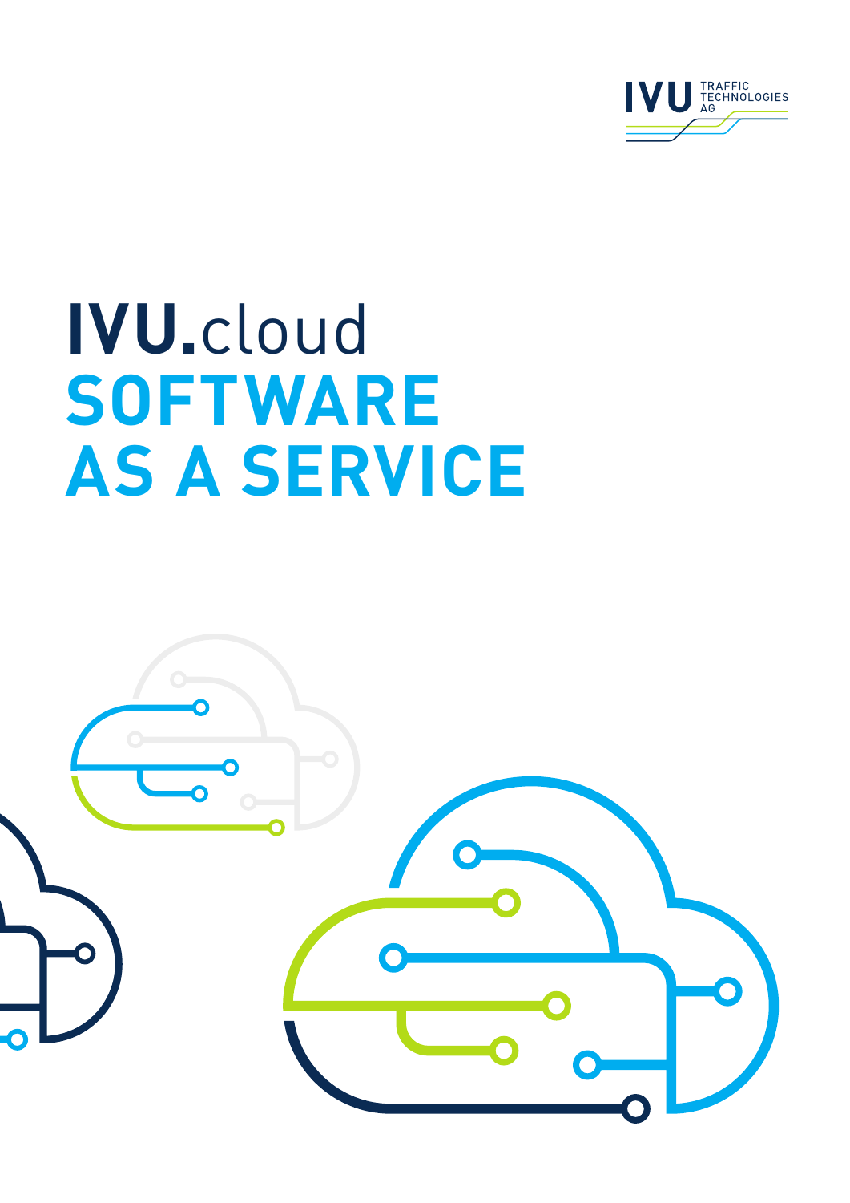IVU TRAFFIC TECHNOLOGIES AG

# IVU.cloud
# SOFTWARE AS A SERVICE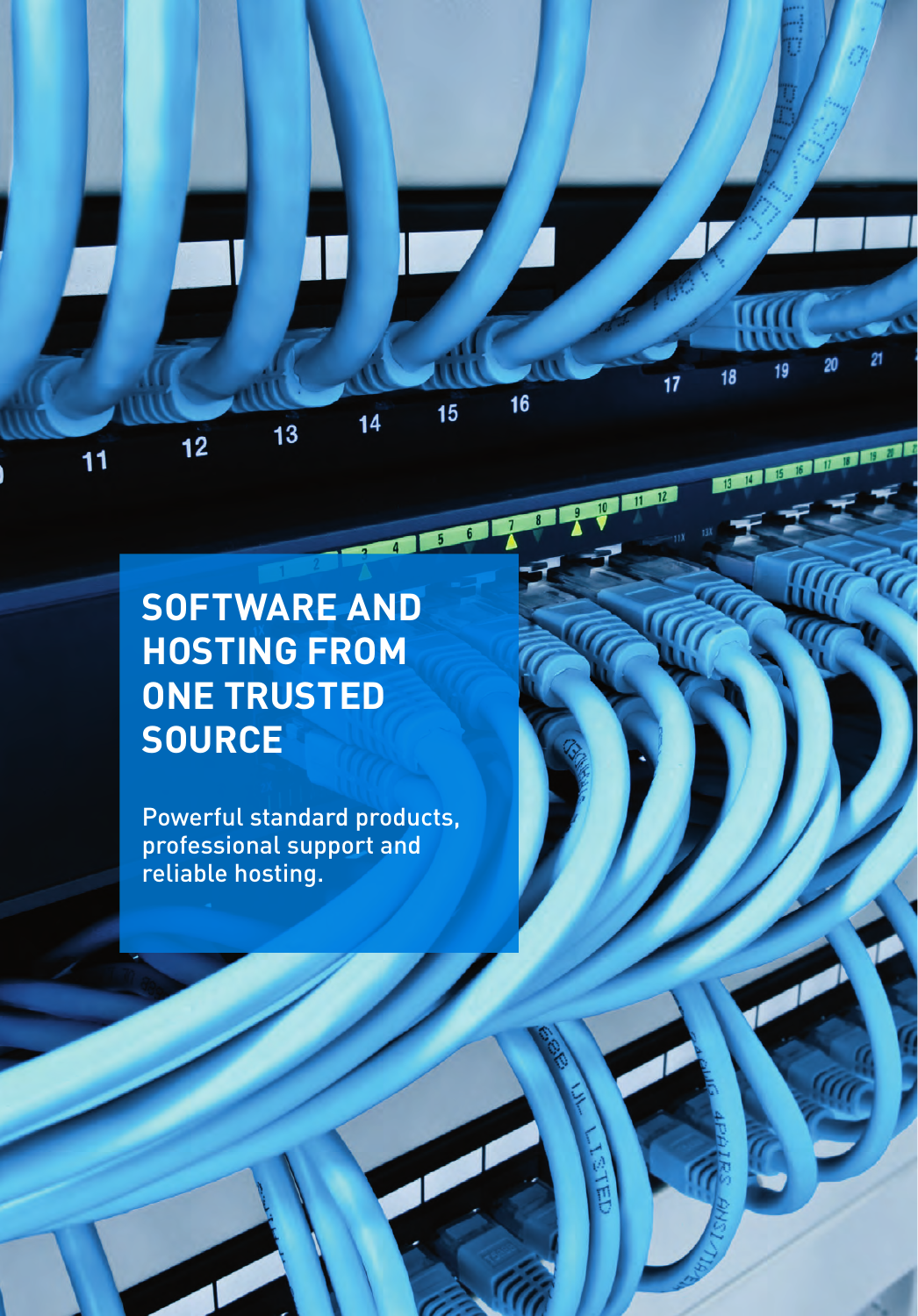# SOFTWARE AND HOSTING FROM ONE TRUSTED SOURCE

Powerful standard products, professional support and reliable hosting.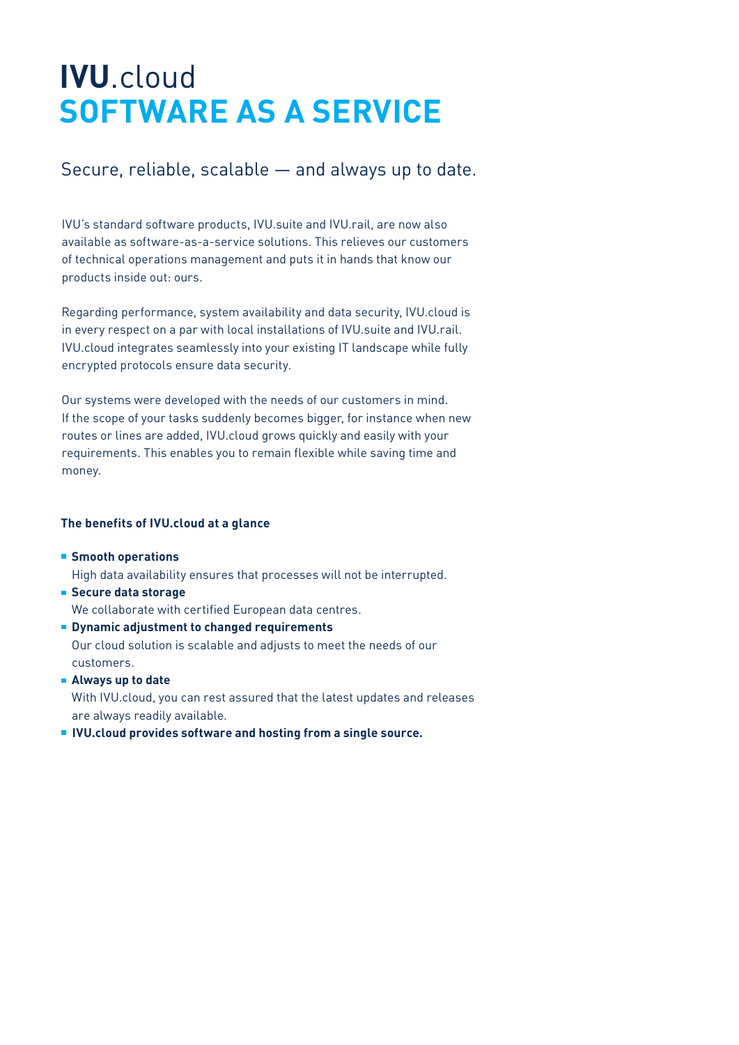# **IVU**.cloud
# SOFTWARE AS A SERVICE

## Secure, reliable, scalable — and always up to date.

IVU's standard software products, IVU.suite and IVU.rail, are now also available as software-as-a-service solutions. This relieves our customers of technical operations management and puts it in hands that know our products inside out: ours.

Regarding performance, system availability and data security, IVU.cloud is in every respect on a par with local installations of IVU.suite and IVU.rail. IVU.cloud integrates seamlessly into your existing IT landscape while fully encrypted protocols ensure data security.

Our systems were developed with the needs of our customers in mind. If the scope of your tasks suddenly becomes bigger, for instance when new routes or lines are added, IVU.cloud grows quickly and easily with your requirements. This enables you to remain flexible while saving time and money.

**The benefits of IVU.cloud at a glance**

- **Smooth operations**
  High data availability ensures that processes will not be interrupted.
- **Secure data storage**
  We collaborate with certified European data centres.
- **Dynamic adjustment to changed requirements**
  Our cloud solution is scalable and adjusts to meet the needs of our customers.
- **Always up to date**
  With IVU.cloud, you can rest assured that the latest updates and releases are always readily available.
- **IVU.cloud provides software and hosting from a single source.**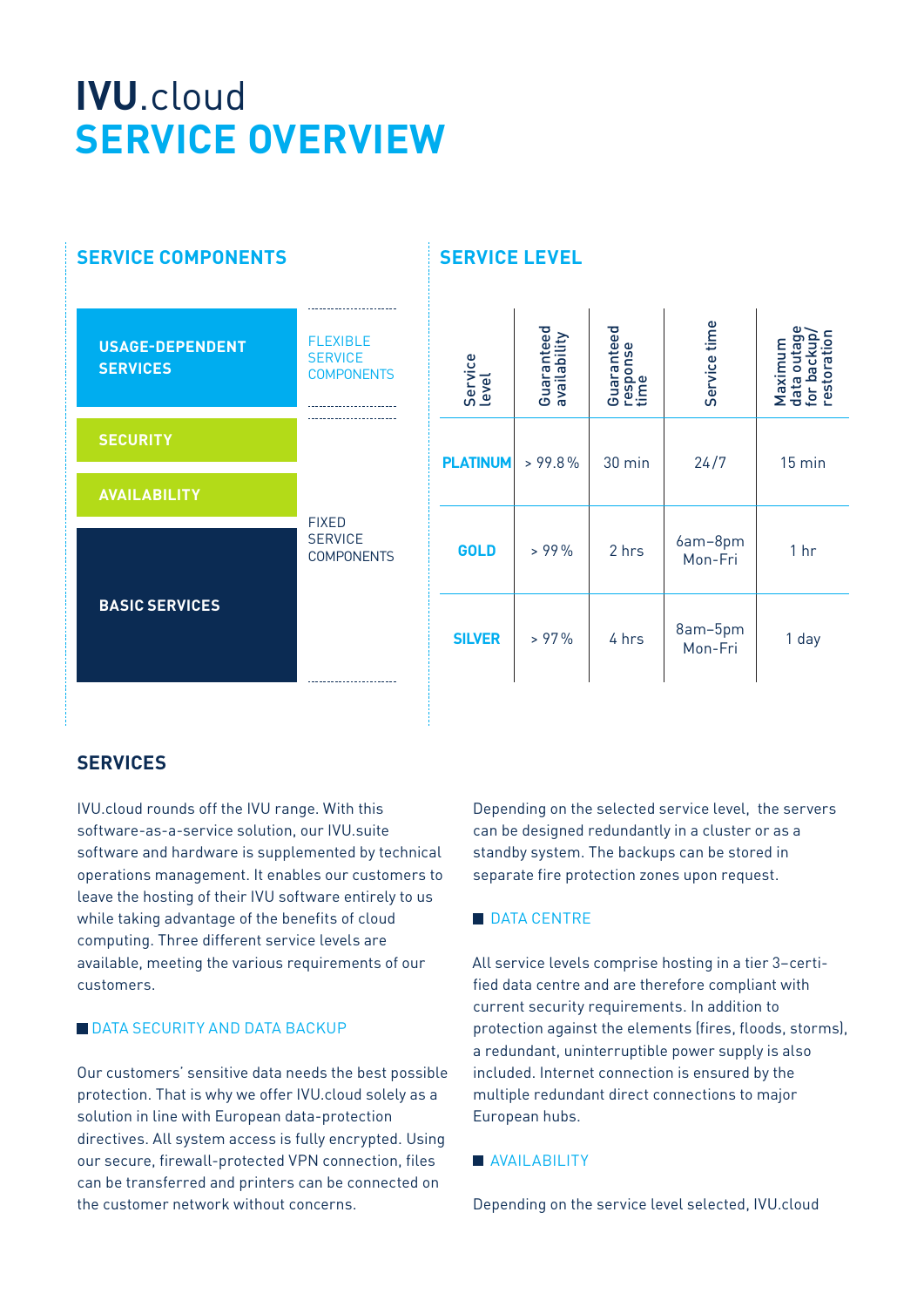# **IVU**.cloud
# SERVICE OVERVIEW

## SERVICE COMPONENTS

| Service components | |
|---|---|
| USAGE-DEPENDENT SERVICES | FLEXIBLE SERVICE COMPONENTS |
| SECURITY | FIXED SERVICE COMPONENTS |
| AVAILABILITY | FIXED SERVICE COMPONENTS |
| BASIC SERVICES | FIXED SERVICE COMPONENTS |

## SERVICE LEVEL

| Service level | Guaranteed availability | Guaranteed response time | Service time | Maximum data outage for backup/restoration |
|---|---|---|---|---|
| **PLATINUM** | > 99.8 % | 30 min | 24/7 | 15 min |
| **GOLD** | > 99 % | 2 hrs | 6am–8pm Mon-Fri | 1 hr |
| **SILVER** | > 97 % | 4 hrs | 8am–5pm Mon-Fri | 1 day |

## SERVICES

IVU.cloud rounds off the IVU range. With this software-as-a-service solution, our IVU.suite software and hardware is supplemented by technical operations management. It enables our customers to leave the hosting of their IVU software entirely to us while taking advantage of the benefits of cloud computing. Three different service levels are available, meeting the various requirements of our customers.

### DATA SECURITY AND DATA BACKUP

Our customers' sensitive data needs the best possible protection. That is why we offer IVU.cloud solely as a solution in line with European data-protection directives. All system access is fully encrypted. Using our secure, firewall-protected VPN connection, files can be transferred and printers can be connected on the customer network without concerns.

Depending on the selected service level, the servers can be designed redundantly in a cluster or as a standby system. The backups can be stored in separate fire protection zones upon request.

### DATA CENTRE

All service levels comprise hosting in a tier 3–certified data centre and are therefore compliant with current security requirements. In addition to protection against the elements (fires, floods, storms), a redundant, uninterruptible power supply is also included. Internet connection is ensured by the multiple redundant direct connections to major European hubs.

### AVAILABILITY

Depending on the service level selected, IVU.cloud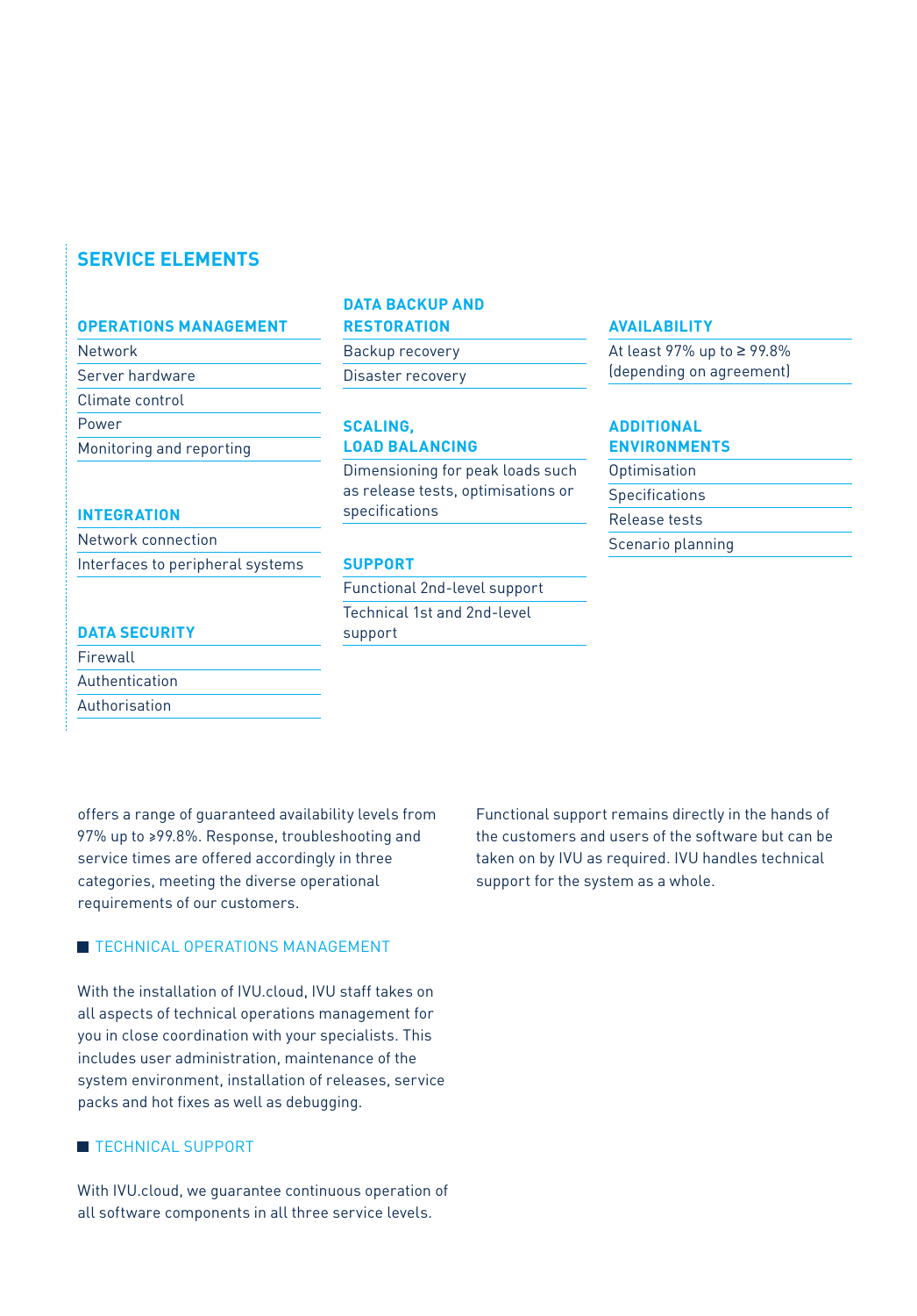## SERVICE ELEMENTS

### OPERATIONS MANAGEMENT

- Network
- Server hardware
- Climate control
- Power
- Monitoring and reporting

### INTEGRATION

- Network connection
- Interfaces to peripheral systems

### DATA SECURITY

- Firewall
- Authentication
- Authorisation

### DATA BACKUP AND RESTORATION

- Backup recovery
- Disaster recovery

### SCALING, LOAD BALANCING

- Dimensioning for peak loads such as release tests, optimisations or specifications

### SUPPORT

- Functional 2nd-level support
- Technical 1st and 2nd-level support

### AVAILABILITY

- At least 97% up to ≥ 99.8% (depending on agreement)

### ADDITIONAL ENVIRONMENTS

- Optimisation
- Specifications
- Release tests
- Scenario planning

offers a range of guaranteed availability levels from 97% up to ≥99.8%. Response, troubleshooting and service times are offered accordingly in three categories, meeting the diverse operational requirements of our customers.

### TECHNICAL OPERATIONS MANAGEMENT

With the installation of IVU.cloud, IVU staff takes on all aspects of technical operations management for you in close coordination with your specialists. This includes user administration, maintenance of the system environment, installation of releases, service packs and hot fixes as well as debugging.

### TECHNICAL SUPPORT

With IVU.cloud, we guarantee continuous operation of all software components in all three service levels. Functional support remains directly in the hands of the customers and users of the software but can be taken on by IVU as required. IVU handles technical support for the system as a whole.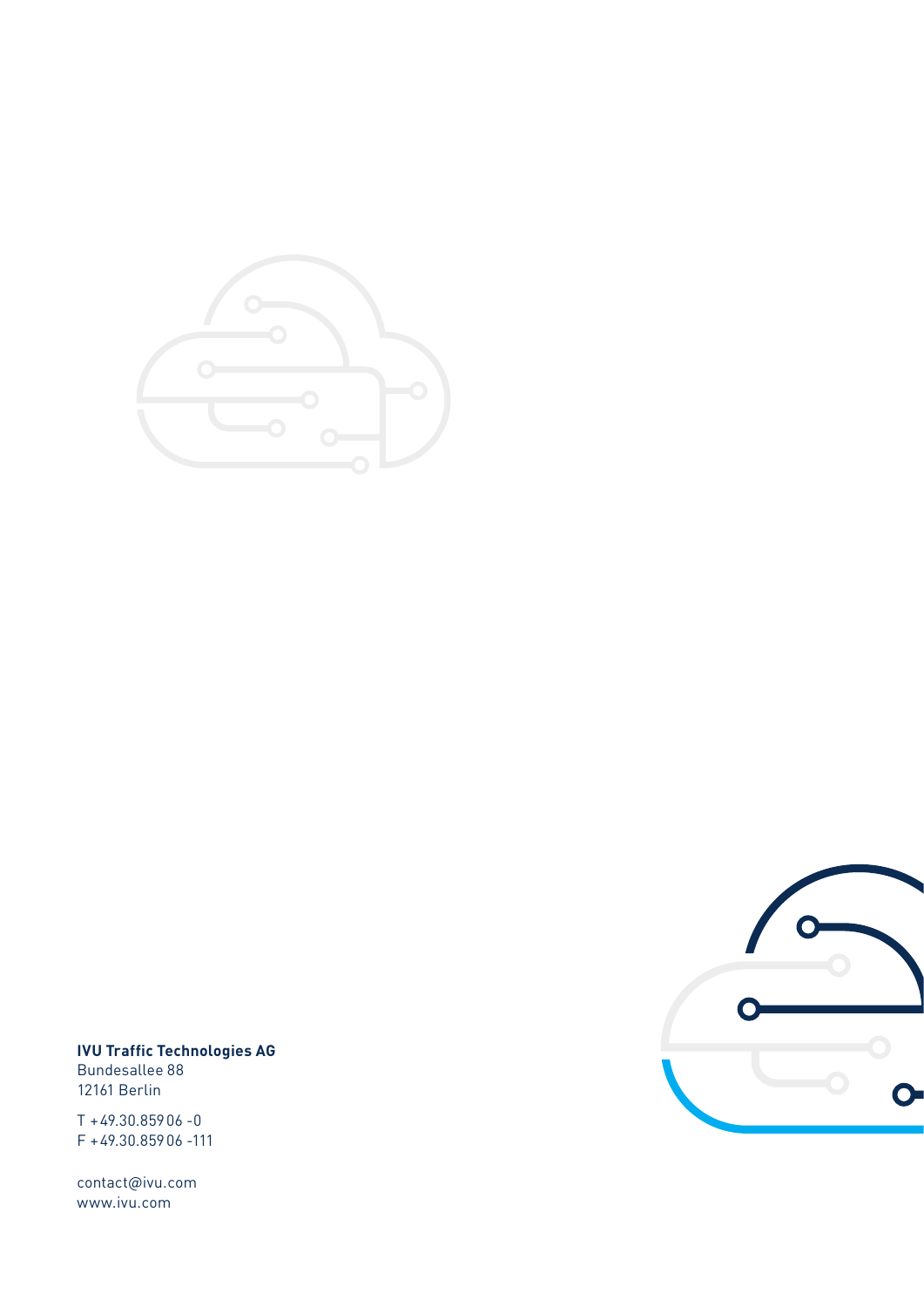**IVU Traffic Technologies AG**
Bundesallee 88
12161 Berlin

T +49.30.859 06 -0
F +49.30.859 06 -111

contact@ivu.com
www.ivu.com